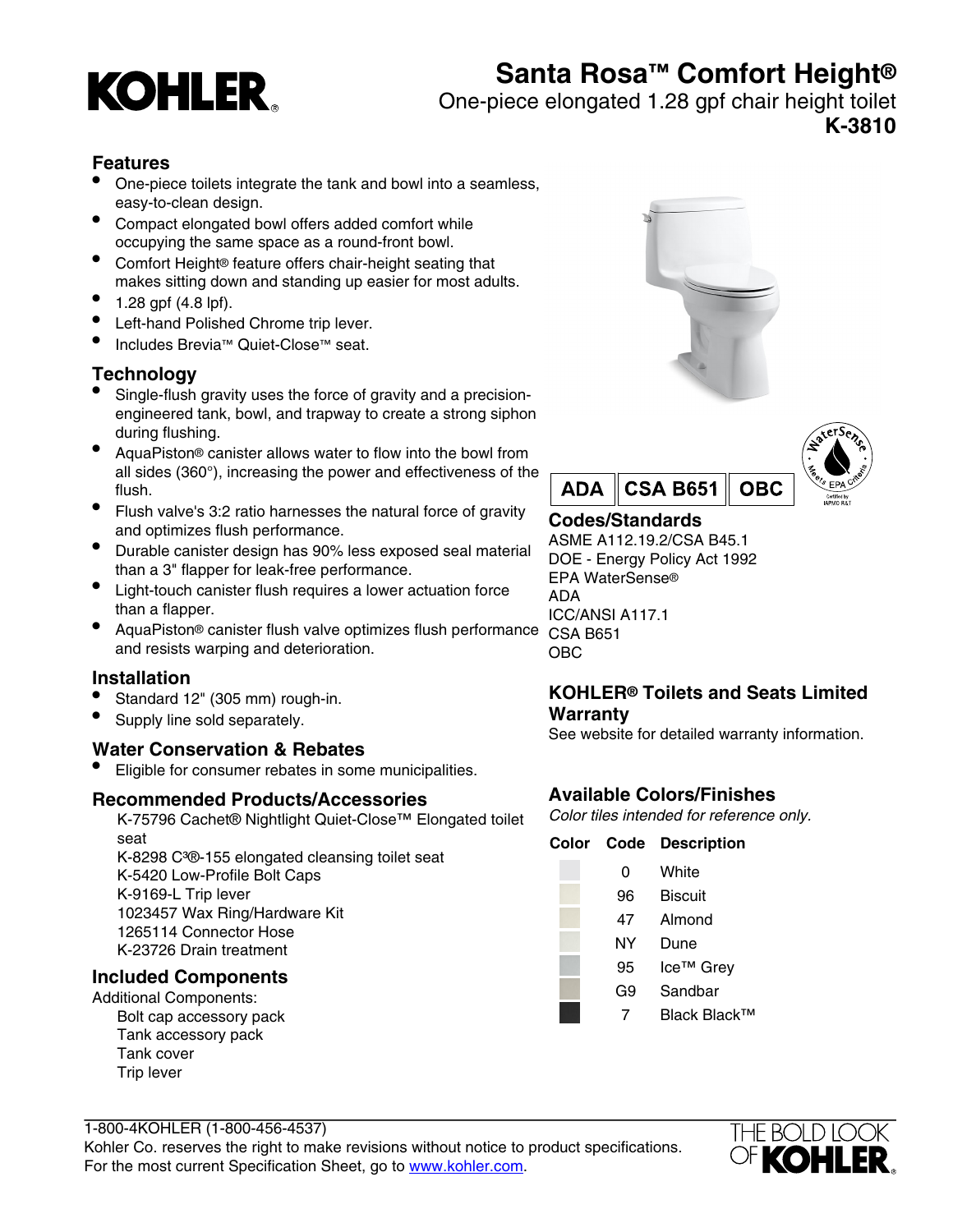# Santa Rosa™ Comfort Height®

One-piece elongated 1.28 gpf chair height toilet

**K-3810**

## Features

- One-piece toilets integrate the tank and bowl into a seamless, easy-to-clean design.
- Compact elongated bowl offers added comfort while occupying the same space as a round-front bowl.
- Comfort Height® feature offers chair-height seating that makes sitting down and standing up easier for most adults.
- 1.28 gpf (4.8 lpf).
- Left-hand Polished Chrome trip lever.
- Includes Brevia™ Quiet-Close™ seat.

## Technology

- Single-flush gravity uses the force of gravity and a precision-engineered tank, bowl, and trapway to create a strong siphon during flushing.
- AquaPiston® canister allows water to flow into the bowl from all sides (360°), increasing the power and effectiveness of the flush.
- Flush valve's 3:2 ratio harnesses the natural force of gravity and optimizes flush performance.
- Durable canister design has 90% less exposed seal material than a 3" flapper for leak-free performance.
- Light-touch canister flush requires a lower actuation force than a flapper.
- AquaPiston® canister flush valve optimizes flush performance and resists warping and deterioration.

## Installation

- Standard 12" (305 mm) rough-in.
- Supply line sold separately.

## Water Conservation & Rebates

- Eligible for consumer rebates in some municipalities.

## Recommended Products/Accessories

K-75796 Cachet® Nightlight Quiet-Close™ Elongated toilet seat
K-8298 C³®-155 elongated cleansing toilet seat
K-5420 Low-Profile Bolt Caps
K-9169-L Trip lever
1023457 Wax Ring/Hardware Kit
1265114 Connector Hose
K-23726 Drain treatment

## Included Components

Additional Components:
Bolt cap accessory pack
Tank accessory pack
Tank cover
Trip lever

ADA | CSA B651 | OBC

## Codes/Standards

ASME A112.19.2/CSA B45.1
DOE - Energy Policy Act 1992
EPA WaterSense®
ADA
ICC/ANSI A117.1
CSA B651
OBC

## KOHLER® Toilets and Seats Limited Warranty

See website for detailed warranty information.

## Available Colors/Finishes

*Color tiles intended for reference only.*

| Color | Code | Description |
|---|---|---|
| | 0 | White |
| | 96 | Biscuit |
| | 47 | Almond |
| | NY | Dune |
| | 95 | Ice™ Grey |
| | G9 | Sandbar |
| | 7 | Black Black™ |

1-800-4KOHLER (1-800-456-4537)
Kohler Co. reserves the right to make revisions without notice to product specifications.
For the most current Specification Sheet, go to www.kohler.com.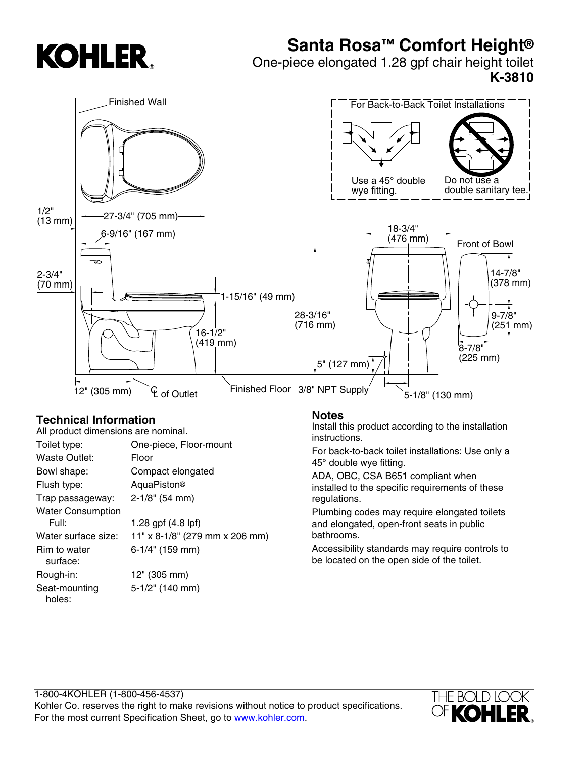# KOHLER

## Santa Rosa™ Comfort Height®

One-piece elongated 1.28 gpf chair height toilet

**K-3810**

Finished Wall

For Back-to-Back Toilet Installations

Use a 45° double wye fitting.

Do not use a double sanitary tee.

1/2" (13 mm)

27-3/4" (705 mm)

6-9/16" (167 mm)

2-3/4" (70 mm)

1-15/16" (49 mm)

16-1/2" (419 mm)

12" (305 mm)

℄ of Outlet

Finished Floor

3/8" NPT Supply

18-3/4" (476 mm)

28-3/16" (716 mm)

5" (127 mm)

5-1/8" (130 mm)

Front of Bowl

14-7/8" (378 mm)

9-7/8" (251 mm)

8-7/8" (225 mm)

### Technical Information

All product dimensions are nominal.

| | |
|---|---|
| Toilet type: | One-piece, Floor-mount |
| Waste Outlet: | Floor |
| Bowl shape: | Compact elongated |
| Flush type: | AquaPiston® |
| Trap passageway: | 2-1/8" (54 mm) |
| Water Consumption Full: | 1.28 gpf (4.8 lpf) |
| Water surface size: | 11" x 8-1/8" (279 mm x 206 mm) |
| Rim to water surface: | 6-1/4" (159 mm) |
| Rough-in: | 12" (305 mm) |
| Seat-mounting holes: | 5-1/2" (140 mm) |

### Notes

Install this product according to the installation instructions.

For back-to-back toilet installations: Use only a 45° double wye fitting.

ADA, OBC, CSA B651 compliant when installed to the specific requirements of these regulations.

Plumbing codes may require elongated toilets and elongated, open-front seats in public bathrooms.

Accessibility standards may require controls to be located on the open side of the toilet.

1-800-4KOHLER (1-800-456-4537)

Kohler Co. reserves the right to make revisions without notice to product specifications.

For the most current Specification Sheet, go to www.kohler.com.

THE BOLD LOOK OF KOHLER.